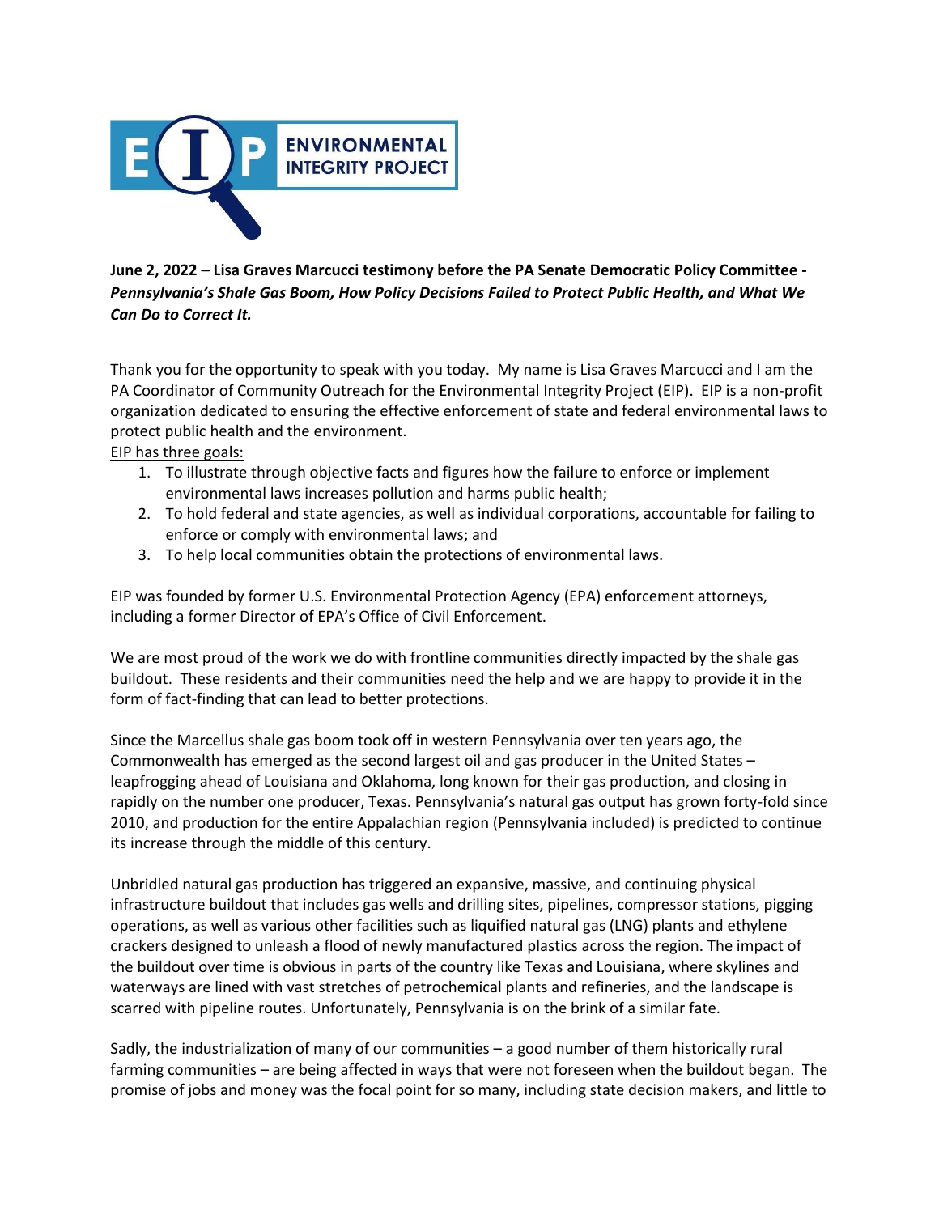**June 2, 2022 – Lisa Graves Marcucci testimony before the PA Senate Democratic Policy Committee -** ***Pennsylvania's Shale Gas Boom, How Policy Decisions Failed to Protect Public Health, and What We Can Do to Correct It.***

Thank you for the opportunity to speak with you today. My name is Lisa Graves Marcucci and I am the PA Coordinator of Community Outreach for the Environmental Integrity Project (EIP). EIP is a non-profit organization dedicated to ensuring the effective enforcement of state and federal environmental laws to protect public health and the environment.

EIP has three goals:

1. To illustrate through objective facts and figures how the failure to enforce or implement environmental laws increases pollution and harms public health;
2. To hold federal and state agencies, as well as individual corporations, accountable for failing to enforce or comply with environmental laws; and
3. To help local communities obtain the protections of environmental laws.

EIP was founded by former U.S. Environmental Protection Agency (EPA) enforcement attorneys, including a former Director of EPA's Office of Civil Enforcement.

We are most proud of the work we do with frontline communities directly impacted by the shale gas buildout. These residents and their communities need the help and we are happy to provide it in the form of fact-finding that can lead to better protections.

Since the Marcellus shale gas boom took off in western Pennsylvania over ten years ago, the Commonwealth has emerged as the second largest oil and gas producer in the United States – leapfrogging ahead of Louisiana and Oklahoma, long known for their gas production, and closing in rapidly on the number one producer, Texas. Pennsylvania's natural gas output has grown forty-fold since 2010, and production for the entire Appalachian region (Pennsylvania included) is predicted to continue its increase through the middle of this century.

Unbridled natural gas production has triggered an expansive, massive, and continuing physical infrastructure buildout that includes gas wells and drilling sites, pipelines, compressor stations, pigging operations, as well as various other facilities such as liquified natural gas (LNG) plants and ethylene crackers designed to unleash a flood of newly manufactured plastics across the region. The impact of the buildout over time is obvious in parts of the country like Texas and Louisiana, where skylines and waterways are lined with vast stretches of petrochemical plants and refineries, and the landscape is scarred with pipeline routes. Unfortunately, Pennsylvania is on the brink of a similar fate.

Sadly, the industrialization of many of our communities – a good number of them historically rural farming communities – are being affected in ways that were not foreseen when the buildout began. The promise of jobs and money was the focal point for so many, including state decision makers, and little to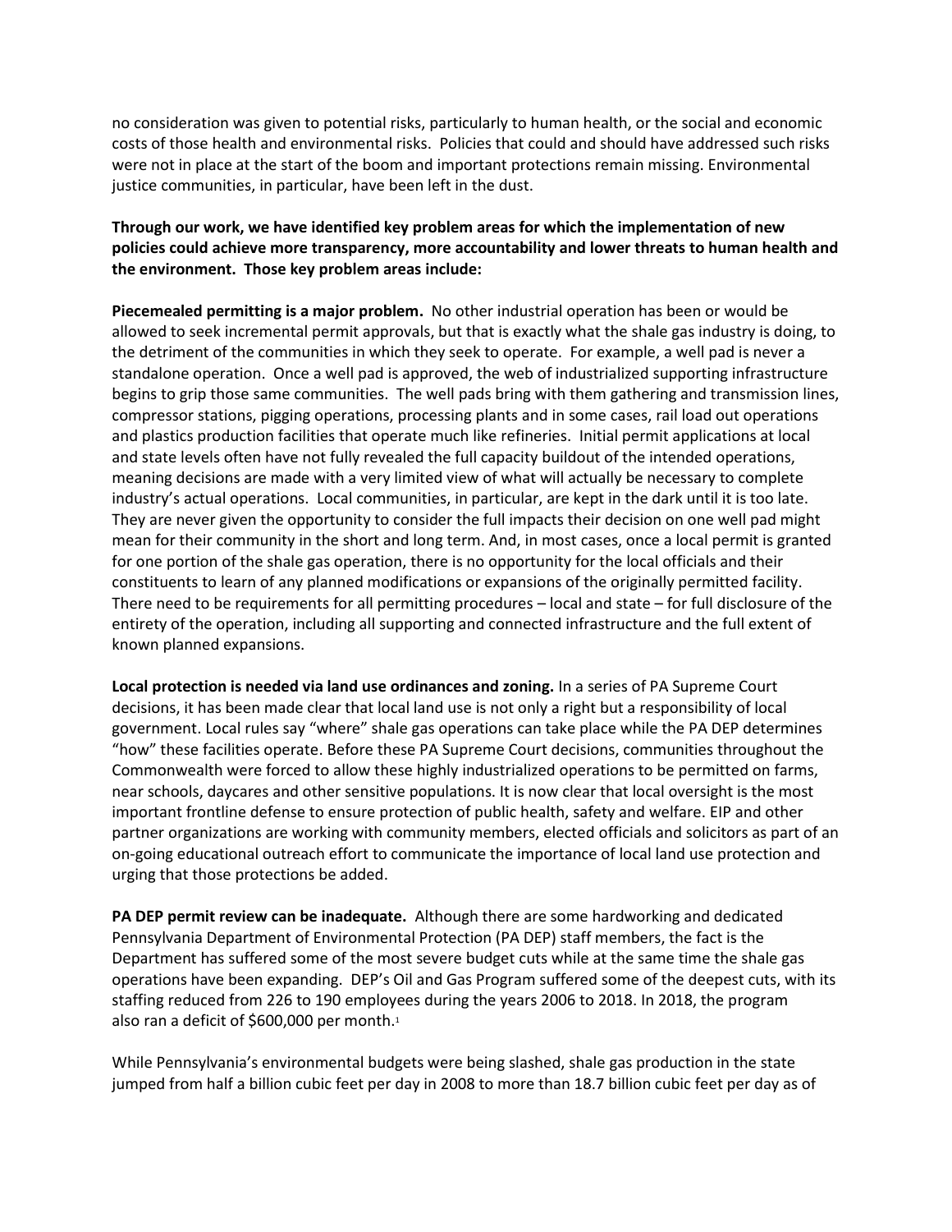no consideration was given to potential risks, particularly to human health, or the social and economic costs of those health and environmental risks. Policies that could and should have addressed such risks were not in place at the start of the boom and important protections remain missing. Environmental justice communities, in particular, have been left in the dust.

**Through our work, we have identified key problem areas for which the implementation of new policies could achieve more transparency, more accountability and lower threats to human health and the environment. Those key problem areas include:**

**Piecemealed permitting is a major problem.** No other industrial operation has been or would be allowed to seek incremental permit approvals, but that is exactly what the shale gas industry is doing, to the detriment of the communities in which they seek to operate. For example, a well pad is never a standalone operation. Once a well pad is approved, the web of industrialized supporting infrastructure begins to grip those same communities. The well pads bring with them gathering and transmission lines, compressor stations, pigging operations, processing plants and in some cases, rail load out operations and plastics production facilities that operate much like refineries. Initial permit applications at local and state levels often have not fully revealed the full capacity buildout of the intended operations, meaning decisions are made with a very limited view of what will actually be necessary to complete industry's actual operations. Local communities, in particular, are kept in the dark until it is too late. They are never given the opportunity to consider the full impacts their decision on one well pad might mean for their community in the short and long term. And, in most cases, once a local permit is granted for one portion of the shale gas operation, there is no opportunity for the local officials and their constituents to learn of any planned modifications or expansions of the originally permitted facility. There need to be requirements for all permitting procedures – local and state – for full disclosure of the entirety of the operation, including all supporting and connected infrastructure and the full extent of known planned expansions.

**Local protection is needed via land use ordinances and zoning.** In a series of PA Supreme Court decisions, it has been made clear that local land use is not only a right but a responsibility of local government. Local rules say "where" shale gas operations can take place while the PA DEP determines "how" these facilities operate. Before these PA Supreme Court decisions, communities throughout the Commonwealth were forced to allow these highly industrialized operations to be permitted on farms, near schools, daycares and other sensitive populations. It is now clear that local oversight is the most important frontline defense to ensure protection of public health, safety and welfare. EIP and other partner organizations are working with community members, elected officials and solicitors as part of an on-going educational outreach effort to communicate the importance of local land use protection and urging that those protections be added.

**PA DEP permit review can be inadequate.** Although there are some hardworking and dedicated Pennsylvania Department of Environmental Protection (PA DEP) staff members, the fact is the Department has suffered some of the most severe budget cuts while at the same time the shale gas operations have been expanding. DEP's Oil and Gas Program suffered some of the deepest cuts, with its staffing reduced from 226 to 190 employees during the years 2006 to 2018. In 2018, the program also ran a deficit of $600,000 per month.[1]

While Pennsylvania's environmental budgets were being slashed, shale gas production in the state jumped from half a billion cubic feet per day in 2008 to more than 18.7 billion cubic feet per day as of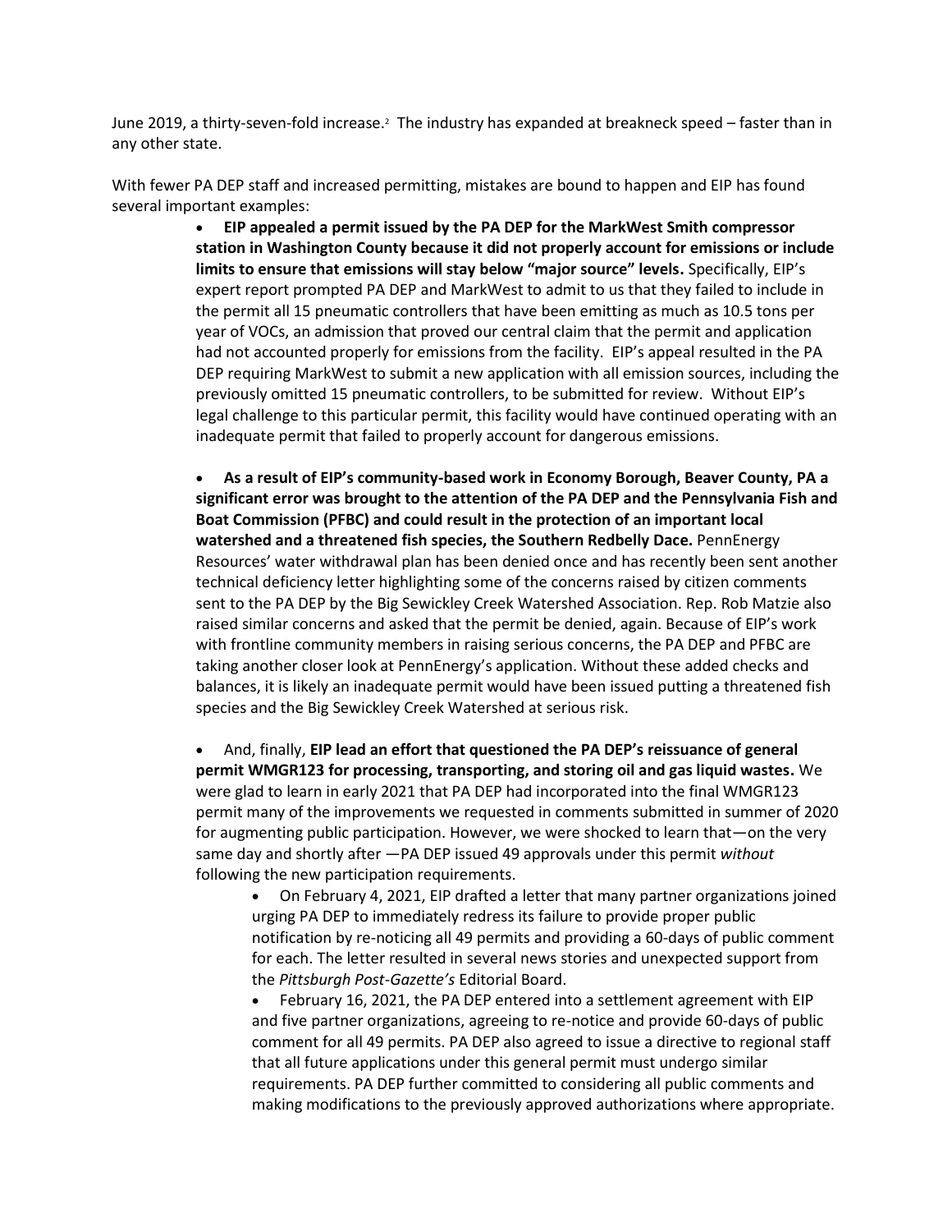June 2019, a thirty-seven-fold increase.[2] The industry has expanded at breakneck speed – faster than in any other state.

With fewer PA DEP staff and increased permitting, mistakes are bound to happen and EIP has found several important examples:

- **EIP appealed a permit issued by the PA DEP for the MarkWest Smith compressor station in Washington County because it did not properly account for emissions or include limits to ensure that emissions will stay below "major source" levels.** Specifically, EIP's expert report prompted PA DEP and MarkWest to admit to us that they failed to include in the permit all 15 pneumatic controllers that have been emitting as much as 10.5 tons per year of VOCs, an admission that proved our central claim that the permit and application had not accounted properly for emissions from the facility. EIP's appeal resulted in the PA DEP requiring MarkWest to submit a new application with all emission sources, including the previously omitted 15 pneumatic controllers, to be submitted for review. Without EIP's legal challenge to this particular permit, this facility would have continued operating with an inadequate permit that failed to properly account for dangerous emissions.

- **As a result of EIP's community-based work in Economy Borough, Beaver County, PA a significant error was brought to the attention of the PA DEP and the Pennsylvania Fish and Boat Commission (PFBC) and could result in the protection of an important local watershed and a threatened fish species, the Southern Redbelly Dace.** PennEnergy Resources' water withdrawal plan has been denied once and has recently been sent another technical deficiency letter highlighting some of the concerns raised by citizen comments sent to the PA DEP by the Big Sewickley Creek Watershed Association. Rep. Rob Matzie also raised similar concerns and asked that the permit be denied, again. Because of EIP's work with frontline community members in raising serious concerns, the PA DEP and PFBC are taking another closer look at PennEnergy's application. Without these added checks and balances, it is likely an inadequate permit would have been issued putting a threatened fish species and the Big Sewickley Creek Watershed at serious risk.

- And, finally, **EIP lead an effort that questioned the PA DEP's reissuance of general permit WMGR123 for processing, transporting, and storing oil and gas liquid wastes.** We were glad to learn in early 2021 that PA DEP had incorporated into the final WMGR123 permit many of the improvements we requested in comments submitted in summer of 2020 for augmenting public participation. However, we were shocked to learn that—on the very same day and shortly after —PA DEP issued 49 approvals under this permit *without* following the new participation requirements.
  - On February 4, 2021, EIP drafted a letter that many partner organizations joined urging PA DEP to immediately redress its failure to provide proper public notification by re-noticing all 49 permits and providing a 60-days of public comment for each. The letter resulted in several news stories and unexpected support from the *Pittsburgh Post-Gazette's* Editorial Board.
  - February 16, 2021, the PA DEP entered into a settlement agreement with EIP and five partner organizations, agreeing to re-notice and provide 60-days of public comment for all 49 permits. PA DEP also agreed to issue a directive to regional staff that all future applications under this general permit must undergo similar requirements. PA DEP further committed to considering all public comments and making modifications to the previously approved authorizations where appropriate.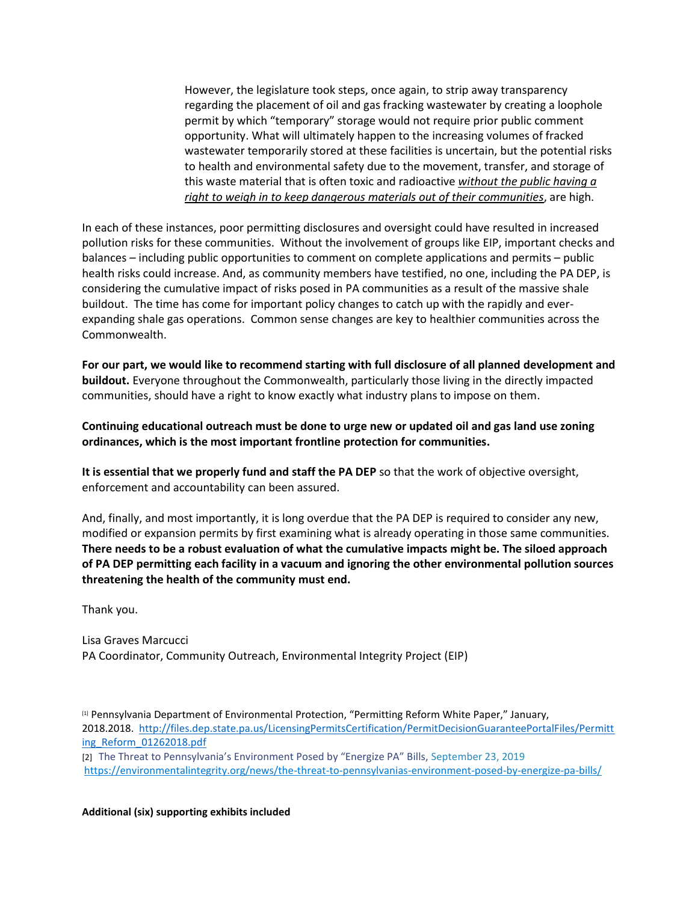> However, the legislature took steps, once again, to strip away transparency regarding the placement of oil and gas fracking wastewater by creating a loophole permit by which "temporary" storage would not require prior public comment opportunity. What will ultimately happen to the increasing volumes of fracked wastewater temporarily stored at these facilities is uncertain, but the potential risks to health and environmental safety due to the movement, transfer, and storage of this waste material that is often toxic and radioactive <u>*without the public having a right to weigh in to keep dangerous materials out of their communities*</u>, are high.

In each of these instances, poor permitting disclosures and oversight could have resulted in increased pollution risks for these communities. Without the involvement of groups like EIP, important checks and balances – including public opportunities to comment on complete applications and permits – public health risks could increase. And, as community members have testified, no one, including the PA DEP, is considering the cumulative impact of risks posed in PA communities as a result of the massive shale buildout. The time has come for important policy changes to catch up with the rapidly and ever-expanding shale gas operations. Common sense changes are key to healthier communities across the Commonwealth.

**For our part, we would like to recommend starting with full disclosure of all planned development and buildout.** Everyone throughout the Commonwealth, particularly those living in the directly impacted communities, should have a right to know exactly what industry plans to impose on them.

**Continuing educational outreach must be done to urge new or updated oil and gas land use zoning ordinances, which is the most important frontline protection for communities.**

**It is essential that we properly fund and staff the PA DEP** so that the work of objective oversight, enforcement and accountability can been assured.

And, finally, and most importantly, it is long overdue that the PA DEP is required to consider any new, modified or expansion permits by first examining what is already operating in those same communities. **There needs to be a robust evaluation of what the cumulative impacts might be. The siloed approach of PA DEP permitting each facility in a vacuum and ignoring the other environmental pollution sources threatening the health of the community must end.**

Thank you.

Lisa Graves Marcucci
PA Coordinator, Community Outreach, Environmental Integrity Project (EIP)

[1] Pennsylvania Department of Environmental Protection, "Permitting Reform White Paper," January, 2018.2018. http://files.dep.state.pa.us/LicensingPermitsCertification/PermitDecisionGuaranteePortalFiles/Permitting_Reform_01262018.pdf

[2] The Threat to Pennsylvania's Environment Posed by "Energize PA" Bills, September 23, 2019 https://environmentalintegrity.org/news/the-threat-to-pennsylvanias-environment-posed-by-energize-pa-bills/

**Additional (six) supporting exhibits included**